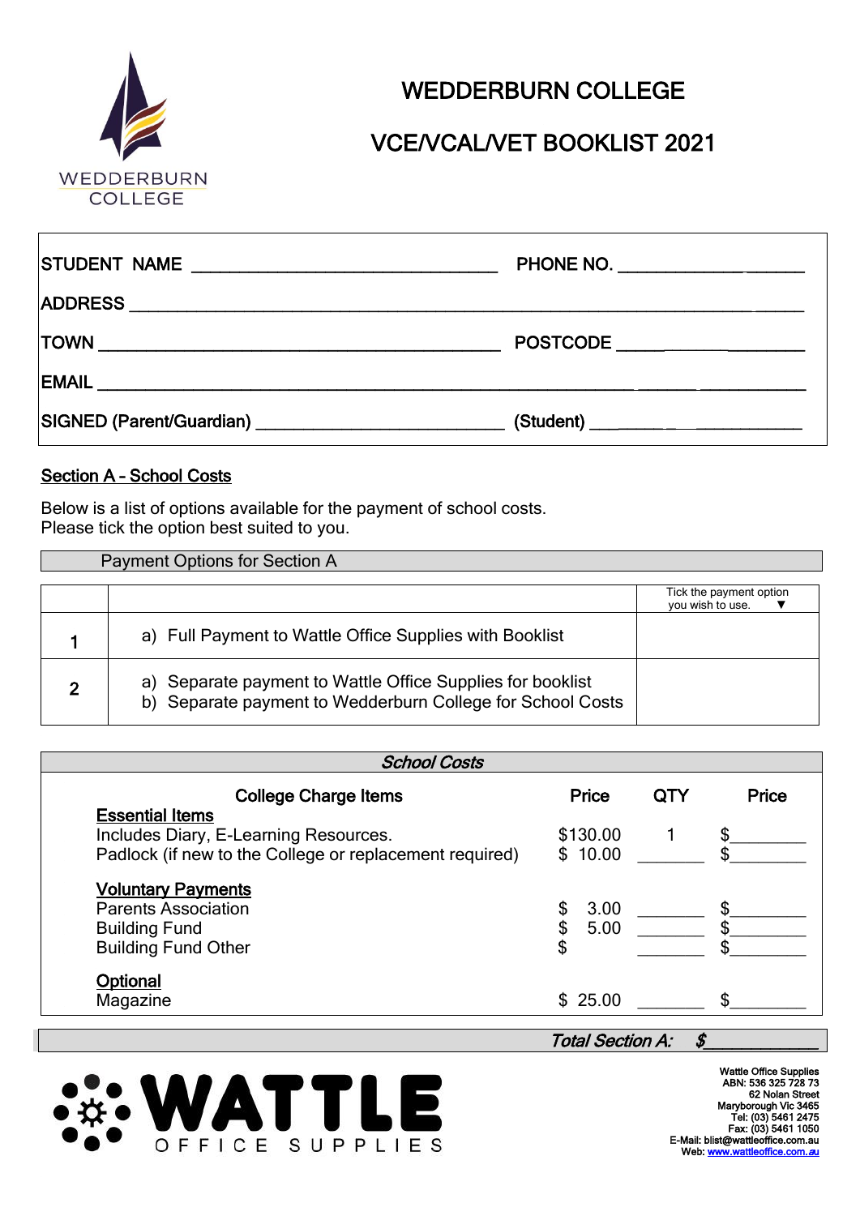# WEDDERBURN COLLEGE

## VCE/VCAL/VET BOOKLIST 2021

| | |
|---|---|
| STUDENT NAME ______________________________ | PHONE NO. ____________________ |
| ADDRESS ______________________________________________________________ | |
| TOWN ____________________________________ | POSTCODE ____________________ |
| EMAIL ______________________________________________________________ | |
| SIGNED (Parent/Guardian) ______________________ | (Student) ____________________ |

## Section A - School Costs

Below is a list of options available for the payment of school costs.
Please tick the option best suited to you.

**Payment Options for Section A**

| | | Tick the payment option you wish to use. ▼ |
|---|---|---|
| 1 | a) Full Payment to Wattle Office Supplies with Booklist | |
| 2 | a) Separate payment to Wattle Office Supplies for booklist<br>b) Separate payment to Wedderburn College for School Costs | |

***School Costs***

| College Charge Items | Price | QTY | Price |
|---|---|---|---|
| **Essential Items** | | | |
| Includes Diary, E-Learning Resources. | $130.00 | 1 | $________ |
| Padlock (if new to the College or replacement required) | $ 10.00 | _______ | $________ |
| **Voluntary Payments** | | | |
| Parents Association | $ 3.00 | _______ | $________ |
| Building Fund | $ 5.00 | _______ | $________ |
| Building Fund Other | $ | _______ | $________ |
| **Optional** | | | |
| Magazine | $ 25.00 | _______ | $________ |

***Total Section A: $____________***

WATTLE OFFICE SUPPLIES

Wattle Office Supplies
ABN: 536 325 728 73
62 Nolan Street
Maryborough Vic 3465
Tel: (03) 5461 2475
Fax: (03) 5461 1050
E-Mail: blist@wattleoffice.com.au
Web: www.wattleoffice.com.au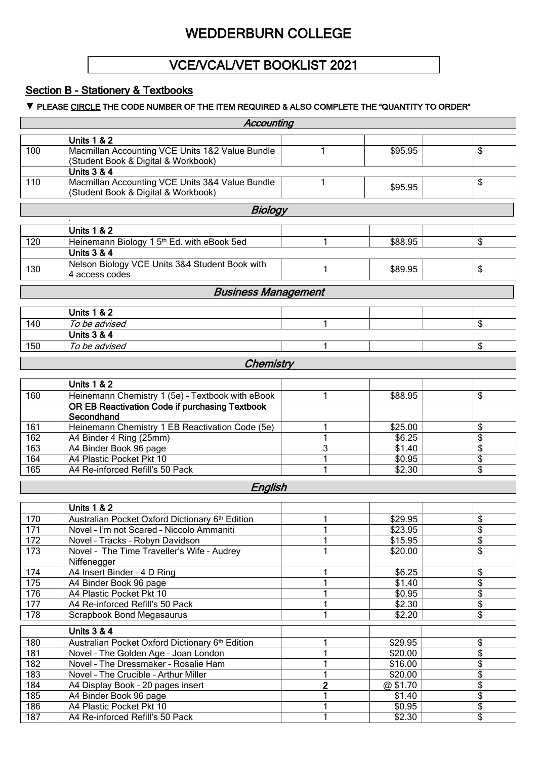# WEDDERBURN COLLEGE

## VCE/VCAL/VET BOOKLIST 2021

### Section B – Stationery & Textbooks

▼ PLEASE CIRCLE THE CODE NUMBER OF THE ITEM REQUIRED & ALSO COMPLETE THE "QUANTITY TO ORDER"

| | *Accounting* | | | | |
|---|---|---|---|---|---|
| | **Units 1 & 2** | | | | |
| 100 | Macmillan Accounting VCE Units 1&2 Value Bundle (Student Book & Digital & Workbook) | 1 | $95.95 | | $ |
| | **Units 3 & 4** | | | | |
| 110 | Macmillan Accounting VCE Units 3&4 Value Bundle (Student Book & Digital & Workbook) | 1 | $95.95 | | $ |
| | *Biology* | | | | |
| | **Units 1 & 2** | | | | |
| 120 | Heinemann Biology 1 5th Ed. with eBook 5ed | 1 | $88.95 | | $ |
| | **Units 3 & 4** | | | | |
| 130 | Nelson Biology VCE Units 3&4 Student Book with 4 access codes | 1 | $89.95 | | $ |
| | *Business Management* | | | | |
| | **Units 1 & 2** | | | | |
| 140 | *To be advised* | 1 | | | $ |
| | **Units 3 & 4** | | | | |
| 150 | *To be advised* | 1 | | | $ |
| | *Chemistry* | | | | |
| | **Units 1 & 2** | | | | |
| 160 | Heinemann Chemistry 1 (5e) – Textbook with eBook | 1 | $88.95 | | $ |
| | **OR EB Reactivation Code if purchasing Textbook Secondhand** | | | | |
| 161 | Heinemann Chemistry 1 EB Reactivation Code (5e) | 1 | $25.00 | | $ |
| 162 | A4 Binder 4 Ring (25mm) | 1 | $6.25 | | $ |
| 163 | A4 Binder Book 96 page | 3 | $1.40 | | $ |
| 164 | A4 Plastic Pocket Pkt 10 | 1 | $0.95 | | $ |
| 165 | A4 Re-inforced Refill's 50 Pack | 1 | $2.30 | | $ |
| | *English* | | | | |
| | **Units 1 & 2** | | | | |
| 170 | Australian Pocket Oxford Dictionary 6th Edition | 1 | $29.95 | | $ |
| 171 | Novel – I'm not Scared – Niccolo Ammaniti | 1 | $23.95 | | $ |
| 172 | Novel – Tracks – Robyn Davidson | 1 | $15.95 | | $ |
| 173 | Novel – The Time Traveller's Wife – Audrey Niffenegger | 1 | $20.00 | | $ |
| 174 | A4 Insert Binder – 4 D Ring | 1 | $6.25 | | $ |
| 175 | A4 Binder Book 96 page | 1 | $1.40 | | $ |
| 176 | A4 Plastic Pocket Pkt 10 | 1 | $0.95 | | $ |
| 177 | A4 Re-inforced Refill's 50 Pack | 1 | $2.30 | | $ |
| 178 | Scrapbook Bond Megasaurus | 1 | $2.20 | | $ |
| | **Units 3 & 4** | | | | |
| 180 | Australian Pocket Oxford Dictionary 6th Edition | 1 | $29.95 | | $ |
| 181 | Novel – The Golden Age – Joan London | 1 | $20.00 | | $ |
| 182 | Novel – The Dressmaker – Rosalie Ham | 1 | $16.00 | | $ |
| 183 | Novel – The Crucible – Arthur Miller | 1 | $20.00 | | $ |
| 184 | A4 Display Book – 20 pages insert | **2** | @ $1.70 | | $ |
| 185 | A4 Binder Book 96 page | 1 | $1.40 | | $ |
| 186 | A4 Plastic Pocket Pkt 10 | 1 | $0.95 | | $ |
| 187 | A4 Re-inforced Refill's 50 Pack | 1 | $2.30 | | $ |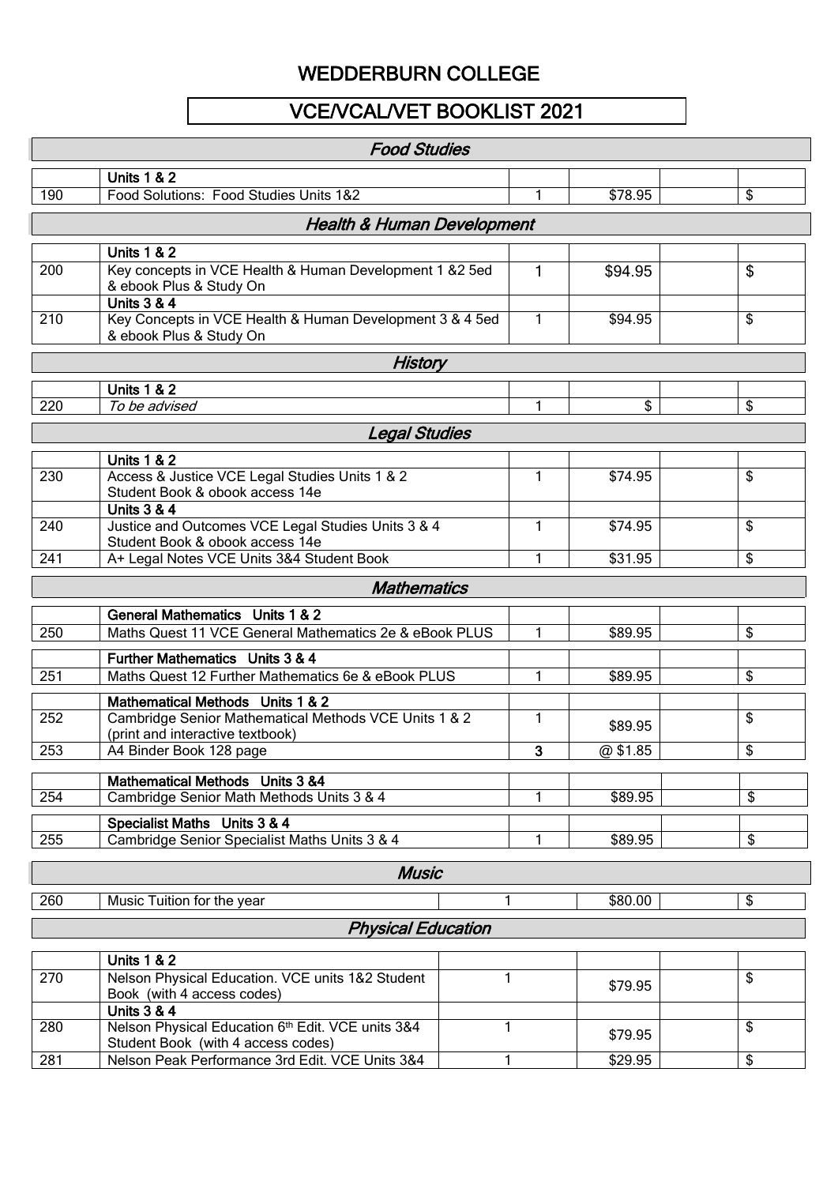# WEDDERBURN COLLEGE

## VCE/VCAL/VET BOOKLIST 2021

### *Food Studies*

| | | | | | |
|---|---|---|---|---|---|
| | **Units 1 & 2** | | | | |
| 190 | Food Solutions: Food Studies Units 1&2 | 1 | $78.95 | | $ |

### *Health & Human Development*

| | | | | | |
|---|---|---|---|---|---|
| | **Units 1 & 2** | | | | |
| 200 | Key concepts in VCE Health & Human Development 1 &2 5ed & ebook Plus & Study On | 1 | $94.95 | | $ |
| | **Units 3 & 4** | | | | |
| 210 | Key Concepts in VCE Health & Human Development 3 & 4 5ed & ebook Plus & Study On | 1 | $94.95 | | $ |

### *History*

| | | | | | |
|---|---|---|---|---|---|
| | **Units 1 & 2** | | | | |
| 220 | *To be advised* | 1 | $ | | $ |

### *Legal Studies*

| | | | | | |
|---|---|---|---|---|---|
| | **Units 1 & 2** | | | | |
| 230 | Access & Justice VCE Legal Studies Units 1 & 2 Student Book & obook access 14e | 1 | $74.95 | | $ |
| | **Units 3 & 4** | | | | |
| 240 | Justice and Outcomes VCE Legal Studies Units 3 & 4 Student Book & obook access 14e | 1 | $74.95 | | $ |
| 241 | A+ Legal Notes VCE Units 3&4 Student Book | 1 | $31.95 | | $ |

### *Mathematics*

| | | | | | |
|---|---|---|---|---|---|
| | **General Mathematics Units 1 & 2** | | | | |
| 250 | Maths Quest 11 VCE General Mathematics 2e & eBook PLUS | 1 | $89.95 | | $ |
| | **Further Mathematics Units 3 & 4** | | | | |
| 251 | Maths Quest 12 Further Mathematics 6e & eBook PLUS | 1 | $89.95 | | $ |
| | **Mathematical Methods Units 1 & 2** | | | | |
| 252 | Cambridge Senior Mathematical Methods VCE Units 1 & 2 (print and interactive textbook) | 1 | $89.95 | | $ |
| 253 | A4 Binder Book 128 page | **3** | @ $1.85 | | $ |
| | **Mathematical Methods Units 3 &4** | | | | |
| 254 | Cambridge Senior Math Methods Units 3 & 4 | 1 | $89.95 | | $ |
| | **Specialist Maths Units 3 & 4** | | | | |
| 255 | Cambridge Senior Specialist Maths Units 3 & 4 | 1 | $89.95 | | $ |

### *Music*

| | | | | | |
|---|---|---|---|---|---|
| 260 | Music Tuition for the year | 1 | $80.00 | | $ |

### *Physical Education*

| | | | | | |
|---|---|---|---|---|---|
| | **Units 1 & 2** | | | | |
| 270 | Nelson Physical Education. VCE units 1&2 Student Book (with 4 access codes) | 1 | $79.95 | | $ |
| | **Units 3 & 4** | | | | |
| 280 | Nelson Physical Education 6th Edit. VCE units 3&4 Student Book (with 4 access codes) | 1 | $79.95 | | $ |
| 281 | Nelson Peak Performance 3rd Edit. VCE Units 3&4 | 1 | $29.95 | | $ |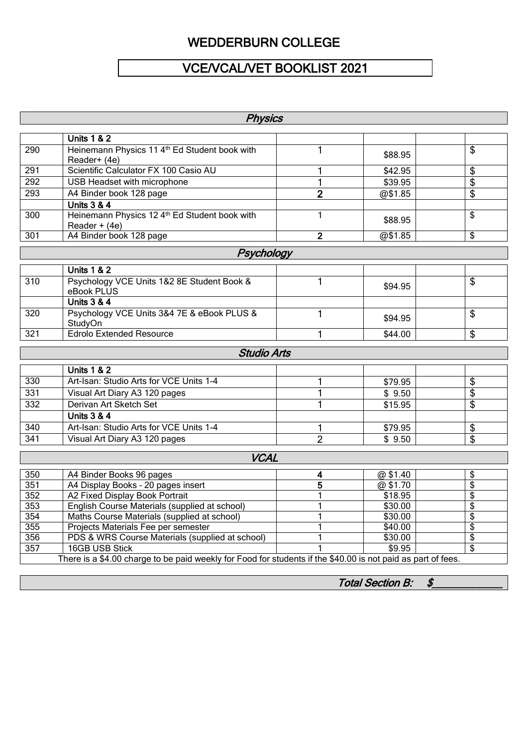# WEDDERBURN COLLEGE

## VCE/VCAL/VET BOOKLIST 2021

### *Physics*

| | | | | | |
|---|---|---|---|---|---|
| | **Units 1 & 2** | | | | |
| 290 | Heinemann Physics 11 4th Ed Student book with Reader+ (4e) | 1 | $88.95 | | $ |
| 291 | Scientific Calculator FX 100 Casio AU | 1 | $42.95 | | $ |
| 292 | USB Headset with microphone | 1 | $39.95 | | $ |
| 293 | A4 Binder book 128 page | **2** | @$1.85 | | $ |
| | **Units 3 & 4** | | | | |
| 300 | Heinemann Physics 12 4th Ed Student book with Reader + (4e) | 1 | $88.95 | | $ |
| 301 | A4 Binder book 128 page | **2** | @$1.85 | | $ |

### *Psychology*

| | | | | | |
|---|---|---|---|---|---|
| | **Units 1 & 2** | | | | |
| 310 | Psychology VCE Units 1&2 8E Student Book & eBook PLUS | 1 | $94.95 | | $ |
| | **Units 3 & 4** | | | | |
| 320 | Psychology VCE Units 3&4 7E & eBook PLUS & StudyOn | 1 | $94.95 | | $ |
| 321 | Edrolo Extended Resource | 1 | $44.00 | | $ |

### *Studio Arts*

| | | | | | |
|---|---|---|---|---|---|
| | **Units 1 & 2** | | | | |
| 330 | Art-Isan: Studio Arts for VCE Units 1-4 | 1 | $79.95 | | $ |
| 331 | Visual Art Diary A3 120 pages | 1 | $ 9.50 | | $ |
| 332 | Derivan Art Sketch Set | 1 | $15.95 | | $ |
| | **Units 3 & 4** | | | | |
| 340 | Art-Isan: Studio Arts for VCE Units 1-4 | 1 | $79.95 | | $ |
| 341 | Visual Art Diary A3 120 pages | 2 | $ 9.50 | | $ |

### *VCAL*

| | | | | | |
|---|---|---|---|---|---|
| 350 | A4 Binder Books 96 pages | **4** | @ $1.40 | | $ |
| 351 | A4 Display Books – 20 pages insert | **5** | @ $1.70 | | $ |
| 352 | A2 Fixed Display Book Portrait | 1 | $18.95 | | $ |
| 353 | English Course Materials (supplied at school) | 1 | $30.00 | | $ |
| 354 | Maths Course Materials (supplied at school) | 1 | $30.00 | | $ |
| 355 | Projects Materials Fee per semester | 1 | $40.00 | | $ |
| 356 | PDS & WRS Course Materials (supplied at school) | 1 | $30.00 | | $ |
| 357 | 16GB USB Stick | 1 | $9.95 | | $ |

There is a $4.00 charge to be paid weekly for Food for students if the $40.00 is not paid as part of fees.

***Total Section B: $____________***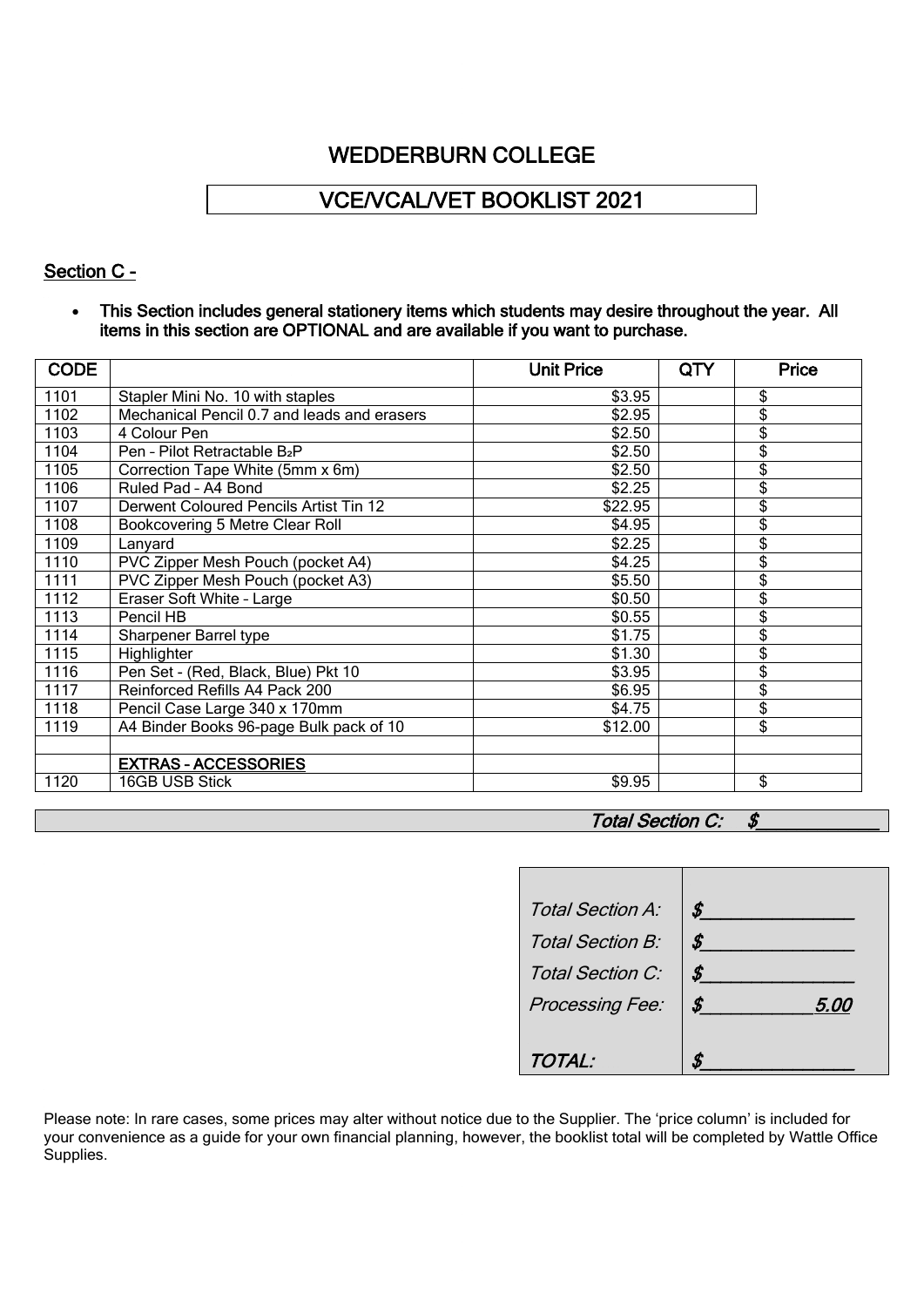# WEDDERBURN COLLEGE

## VCE/VCAL/VET BOOKLIST 2021

### Section C -

- **This Section includes general stationery items which students may desire throughout the year. All items in this section are OPTIONAL and are available if you want to purchase.**

| CODE | | Unit Price | QTY | Price |
|---|---|---|---|---|
| 1101 | Stapler Mini No. 10 with staples | $3.95 | | $ |
| 1102 | Mechanical Pencil 0.7 and leads and erasers | $2.95 | | $ |
| 1103 | 4 Colour Pen | $2.50 | | $ |
| 1104 | Pen – Pilot Retractable $B_2P$ | $2.50 | | $ |
| 1105 | Correction Tape White (5mm x 6m) | $2.50 | | $ |
| 1106 | Ruled Pad – A4 Bond | $2.25 | | $ |
| 1107 | Derwent Coloured Pencils Artist Tin 12 | $22.95 | | $ |
| 1108 | Bookcovering 5 Metre Clear Roll | $4.95 | | $ |
| 1109 | Lanyard | $2.25 | | $ |
| 1110 | PVC Zipper Mesh Pouch (pocket A4) | $4.25 | | $ |
| 1111 | PVC Zipper Mesh Pouch (pocket A3) | $5.50 | | $ |
| 1112 | Eraser Soft White – Large | $0.50 | | $ |
| 1113 | Pencil HB | $0.55 | | $ |
| 1114 | Sharpener Barrel type | $1.75 | | $ |
| 1115 | Highlighter | $1.30 | | $ |
| 1116 | Pen Set - (Red, Black, Blue) Pkt 10 | $3.95 | | $ |
| 1117 | Reinforced Refills A4 Pack 200 | $6.95 | | $ |
| 1118 | Pencil Case Large 340 x 170mm | $4.75 | | $ |
| 1119 | A4 Binder Books 96-page Bulk pack of 10 | $12.00 | | $ |
| | | | | |
| | **EXTRAS – ACCESSORIES** | | | |
| 1120 | 16GB USB Stick | $9.95 | | $ |

***Total Section C: $____________***

| | |
|---|---|
| *Total Section A:* | ***$______________*** |
| *Total Section B:* | ***$______________*** |
| *Total Section C:* | ***$______________*** |
| *Processing Fee:* | ***$__________ 5.00*** |
| ***TOTAL:*** | ***$______________*** |

Please note: In rare cases, some prices may alter without notice due to the Supplier. The 'price column' is included for your convenience as a guide for your own financial planning, however, the booklist total will be completed by Wattle Office Supplies.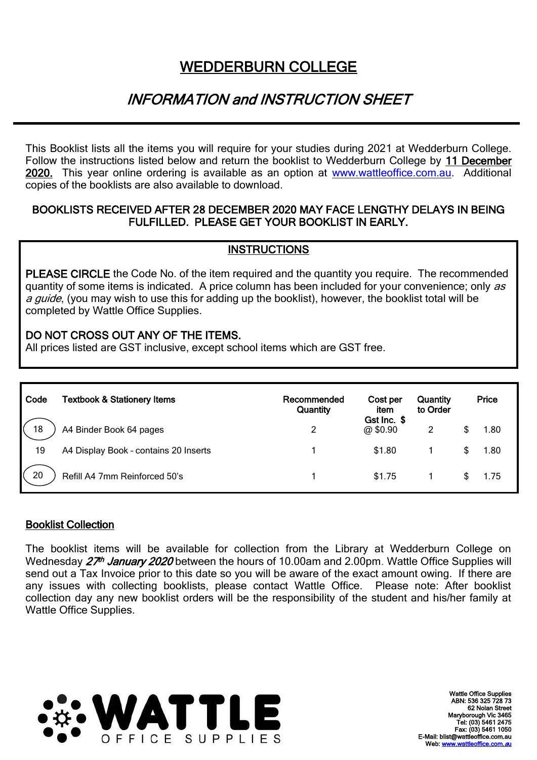# WEDDERBURN COLLEGE

## *INFORMATION and INSTRUCTION SHEET*

This Booklist lists all the items you will require for your studies during 2021 at Wedderburn College. Follow the instructions listed below and return the booklist to Wedderburn College by **11 December 2020.** This year online ordering is available as an option at www.wattleoffice.com.au. Additional copies of the booklists are also available to download.

BOOKLISTS RECEIVED AFTER 28 DECEMBER 2020 MAY FACE LENGTHY DELAYS IN BEING FULFILLED. PLEASE GET YOUR BOOKLIST IN EARLY.

### INSTRUCTIONS

**PLEASE CIRCLE** the Code No. of the item required and the quantity you require. The recommended quantity of some items is indicated. A price column has been included for your convenience; only *as a guide*, (you may wish to use this for adding up the booklist), however, the booklist total will be completed by Wattle Office Supplies.

**DO NOT CROSS OUT ANY OF THE ITEMS.**
All prices listed are GST inclusive, except school items which are GST free.

| Code | Textbook & Stationery Items | Recommended Quantity | Cost per item Gst Inc. $ | Quantity to Order | Price |
|---|---|---|---|---|---|
| 18 | A4 Binder Book 64 pages | 2 | @ $0.90 | 2 | $ 1.80 |
| 19 | A4 Display Book - contains 20 Inserts | 1 | $1.80 | 1 | $ 1.80 |
| 20 | Refill A4 7mm Reinforced 50's | 1 | $1.75 | 1 | $ 1.75 |

### Booklist Collection

The booklist items will be available for collection from the Library at Wedderburn College on Wednesday ***27th January 2020*** between the hours of 10.00am and 2.00pm. Wattle Office Supplies will send out a Tax Invoice prior to this date so you will be aware of the exact amount owing. If there are any issues with collecting booklists, please contact Wattle Office. Please note: After booklist collection day any new booklist orders will be the responsibility of the student and his/her family at Wattle Office Supplies.

WATTLE OFFICE SUPPLIES

Wattle Office Supplies
ABN: 536 325 728 73
62 Nolan Street
Maryborough Vic 3465
Tel: (03) 5461 2475
Fax: (03) 5461 1050
E-Mail: blist@wattleoffice.com.au
Web: www.wattleoffice.com.au